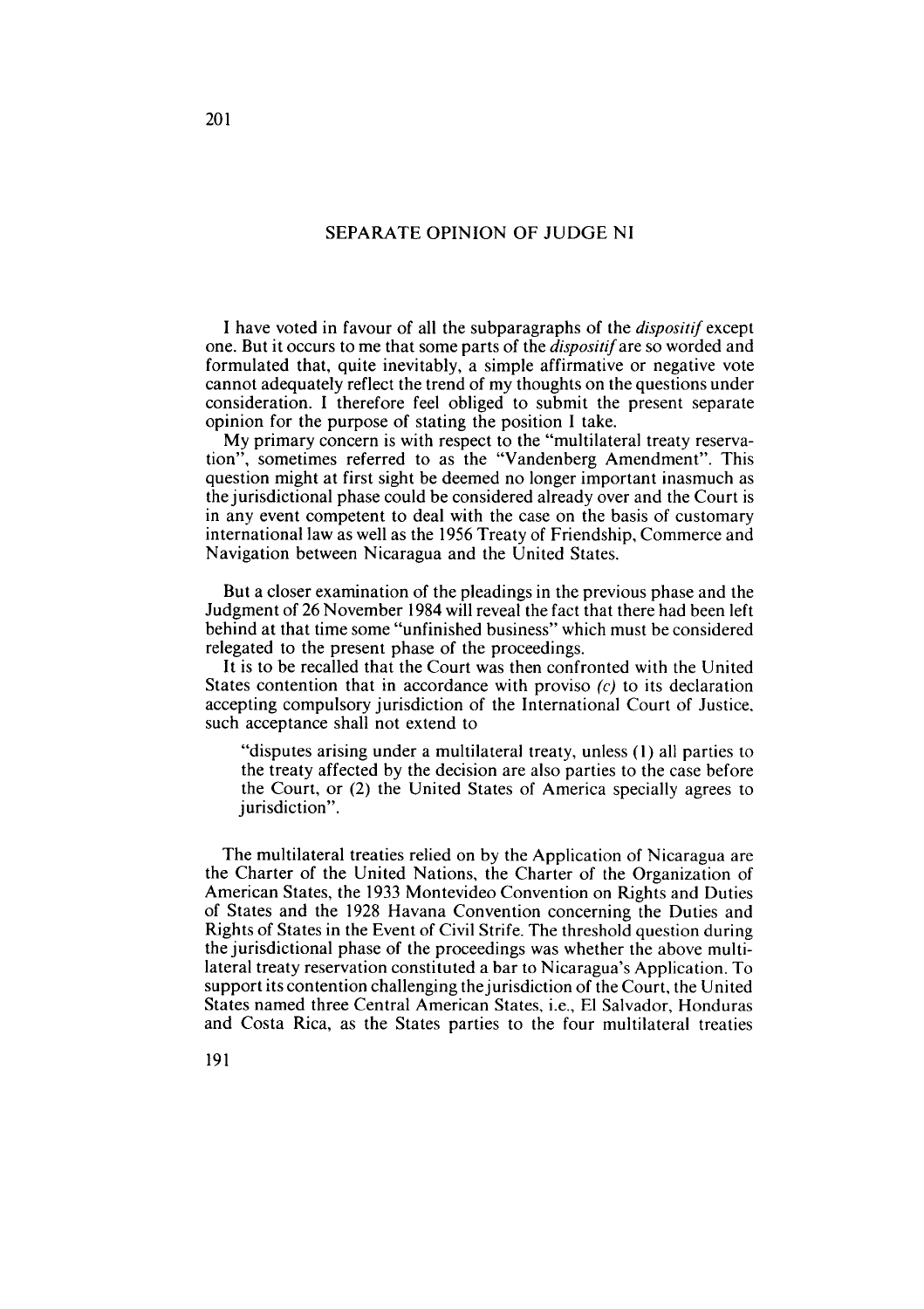## SEPARATE OPINION OF JUDGE NI

I have voted in favour of all the subparagraphs of the *dispositif* except one. But it occurs to me that some parts of the *dispositif* are so worded and formulated that, quite inevitably, a simple affirmative or negative vote cannot adequately reflect the trend of my thoughts on the questions under consideration. I therefore feel obliged to submit the present separate opinion for the purpose of stating the position I take.

My primary concern is with respect to the "multilateral treaty reservation", sometimes referred to as the "Vandenberg Amendment". This question might at first sight be deemed no longer important inasmuch as the jurisdictional phase could be considered already over and the Court is in any event competent to deal with the case on the basis of customary international law as well as the 1956 Treaty of Friendship, Commerce and Navigation between Nicaragua and the United States.

But a closer examination of the pleadings in the previous phase and the Judgment of 26 November 1984 will reveal the fact that there had been left behind at that time some "unfinished business" which must be considered relegated to the present phase of the proceedings.

It is to be recalled that the Court was then confronted with the United States contention that in accordance with proviso *(c)* to its declaration accepting compulsory jurisdiction of the International Court of Justice, such acceptance shall not extend to

> "disputes arising under a multilateral treaty, unless (1) all parties to the treaty affected by the decision are also parties to the case before the Court, or (2) the United States of America specially agrees to jurisdiction".

The multilateral treaties relied on by the Application of Nicaragua are the Charter of the United Nations, the Charter of the Organization of American States, the 1933 Montevideo Convention on Rights and Duties of States and the 1928 Havana Convention concerning the Duties and Rights of States in the Event of Civil Strife. The threshold question during the jurisdictional phase of the proceedings was whether the above multilateral treaty reservation constituted a bar to Nicaragua's Application. To support its contention challenging the jurisdiction of the Court, the United States named three Central American States, i.e., El Salvador, Honduras and Costa Rica, as the States parties to the four multilateral treaties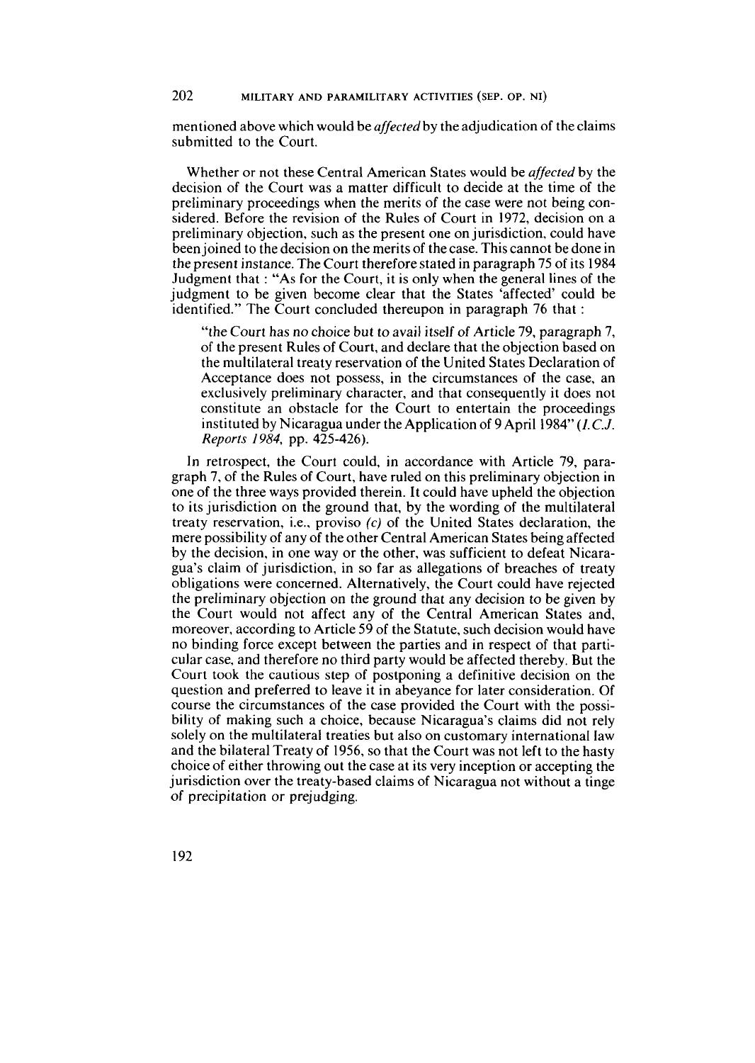mentioned above which would be *affected* by the adjudication of the claims submitted to the Court.

Whether or not these Central American States would be *affected* by the decision of the Court was a matter difficult to decide at the time of the preliminary proceedings when the merits of the case were not being considered. Before the revision of the Rules of Court in 1972, decision on a preliminary objection, such as the present one on jurisdiction, could have been joined to the decision on the merits of the case. This cannot be done in the present instance. The Court therefore stated in paragraph 75 of its 1984 Judgment that : "As for the Court, it is only when the general lines of the judgment to be given become clear that the States 'affected' could be identified." The Court concluded thereupon in paragraph 76 that :

> "the Court has no choice but to avail itself of Article 79, paragraph 7, of the present Rules of Court, and declare that the objection based on the multilateral treaty reservation of the United States Declaration of Acceptance does not possess, in the circumstances of the case, an exclusively preliminary character, and that consequently it does not constitute an obstacle for the Court to entertain the proceedings instituted by Nicaragua under the Application of 9 April 1984" (*I.C.J. Reports 1984*, pp. 425-426).

In retrospect, the Court could, in accordance with Article 79, paragraph 7, of the Rules of Court, have ruled on this preliminary objection in one of the three ways provided therein. It could have upheld the objection to its jurisdiction on the ground that, by the wording of the multilateral treaty reservation, i.e., proviso *(c)* of the United States declaration, the mere possibility of any of the other Central American States being affected by the decision, in one way or the other, was sufficient to defeat Nicaragua's claim of jurisdiction, in so far as allegations of breaches of treaty obligations were concerned. Alternatively, the Court could have rejected the preliminary objection on the ground that any decision to be given by the Court would not affect any of the Central American States and, moreover, according to Article 59 of the Statute, such decision would have no binding force except between the parties and in respect of that particular case, and therefore no third party would be affected thereby. But the Court took the cautious step of postponing a definitive decision on the question and preferred to leave it in abeyance for later consideration. Of course the circumstances of the case provided the Court with the possibility of making such a choice, because Nicaragua's claims did not rely solely on the multilateral treaties but also on customary international law and the bilateral Treaty of 1956, so that the Court was not left to the hasty choice of either throwing out the case at its very inception or accepting the jurisdiction over the treaty-based claims of Nicaragua not without a tinge of precipitation or prejudging.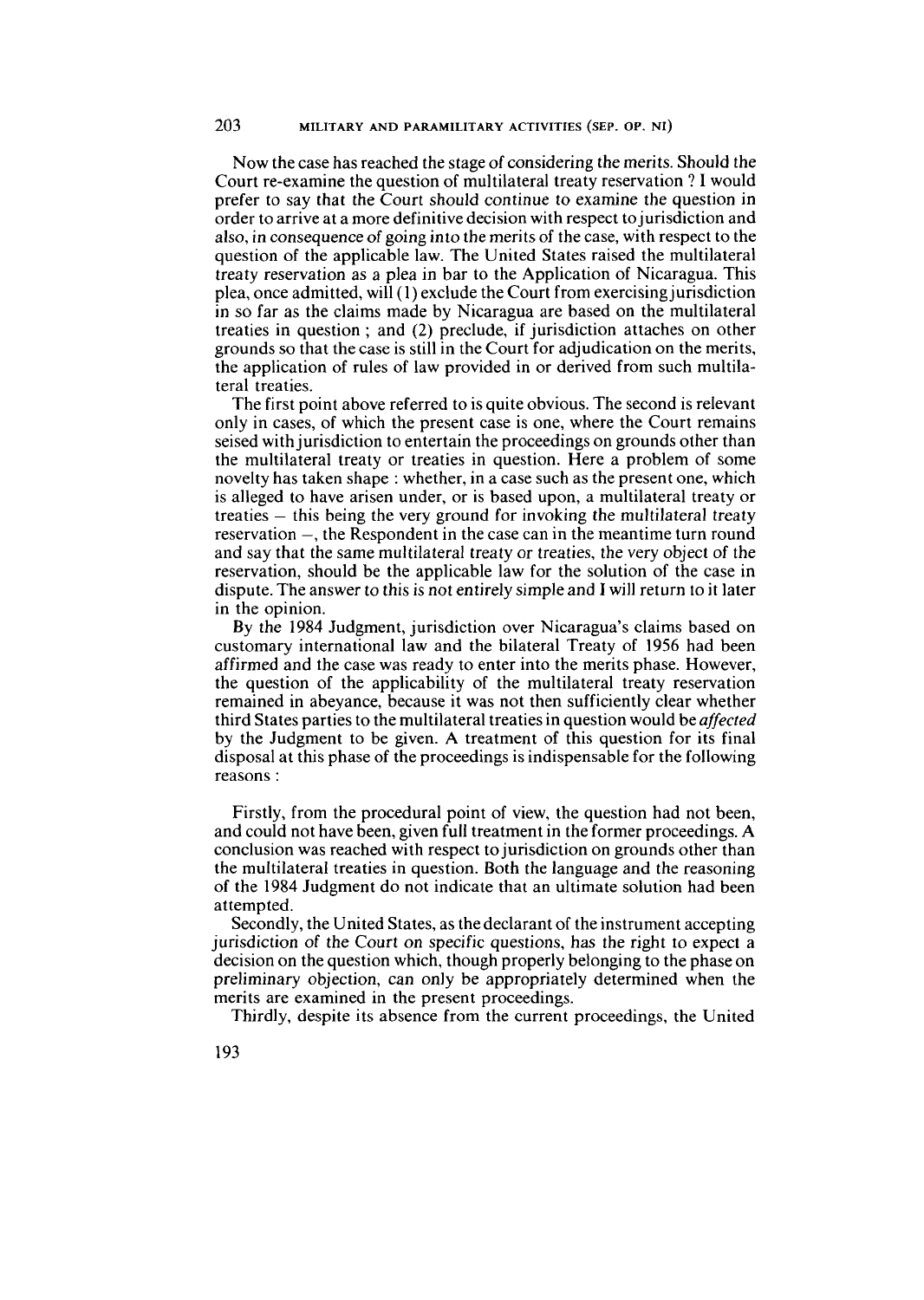Now the case has reached the stage of considering the merits. Should the Court re-examine the question of multilateral treaty reservation ? I would prefer to say that the Court should continue to examine the question in order to arrive at a more definitive decision with respect to jurisdiction and also, in consequence of going into the merits of the case, with respect to the question of the applicable law. The United States raised the multilateral treaty reservation as a plea in bar to the Application of Nicaragua. This plea, once admitted, will (1) exclude the Court from exercising jurisdiction in so far as the claims made by Nicaragua are based on the multilateral treaties in question ; and (2) preclude, if jurisdiction attaches on other grounds so that the case is still in the Court for adjudication on the merits, the application of rules of law provided in or derived from such multilateral treaties.

The first point above referred to is quite obvious. The second is relevant only in cases, of which the present case is one, where the Court remains seised with jurisdiction to entertain the proceedings on grounds other than the multilateral treaty or treaties in question. Here a problem of some novelty has taken shape : whether, in a case such as the present one, which is alleged to have arisen under, or is based upon, a multilateral treaty or treaties – this being the very ground for invoking the multilateral treaty reservation –, the Respondent in the case can in the meantime turn round and say that the same multilateral treaty or treaties, the very object of the reservation, should be the applicable law for the solution of the case in dispute. The answer to this is not entirely simple and I will return to it later in the opinion.

By the 1984 Judgment, jurisdiction over Nicaragua's claims based on customary international law and the bilateral Treaty of 1956 had been affirmed and the case was ready to enter into the merits phase. However, the question of the applicability of the multilateral treaty reservation remained in abeyance, because it was not then sufficiently clear whether third States parties to the multilateral treaties in question would be *affected* by the Judgment to be given. A treatment of this question for its final disposal at this phase of the proceedings is indispensable for the following reasons :

Firstly, from the procedural point of view, the question had not been, and could not have been, given full treatment in the former proceedings. A conclusion was reached with respect to jurisdiction on grounds other than the multilateral treaties in question. Both the language and the reasoning of the 1984 Judgment do not indicate that an ultimate solution had been attempted.

Secondly, the United States, as the declarant of the instrument accepting jurisdiction of the Court on specific questions, has the right to expect a decision on the question which, though properly belonging to the phase on preliminary objection, can only be appropriately determined when the merits are examined in the present proceedings.

Thirdly, despite its absence from the current proceedings, the United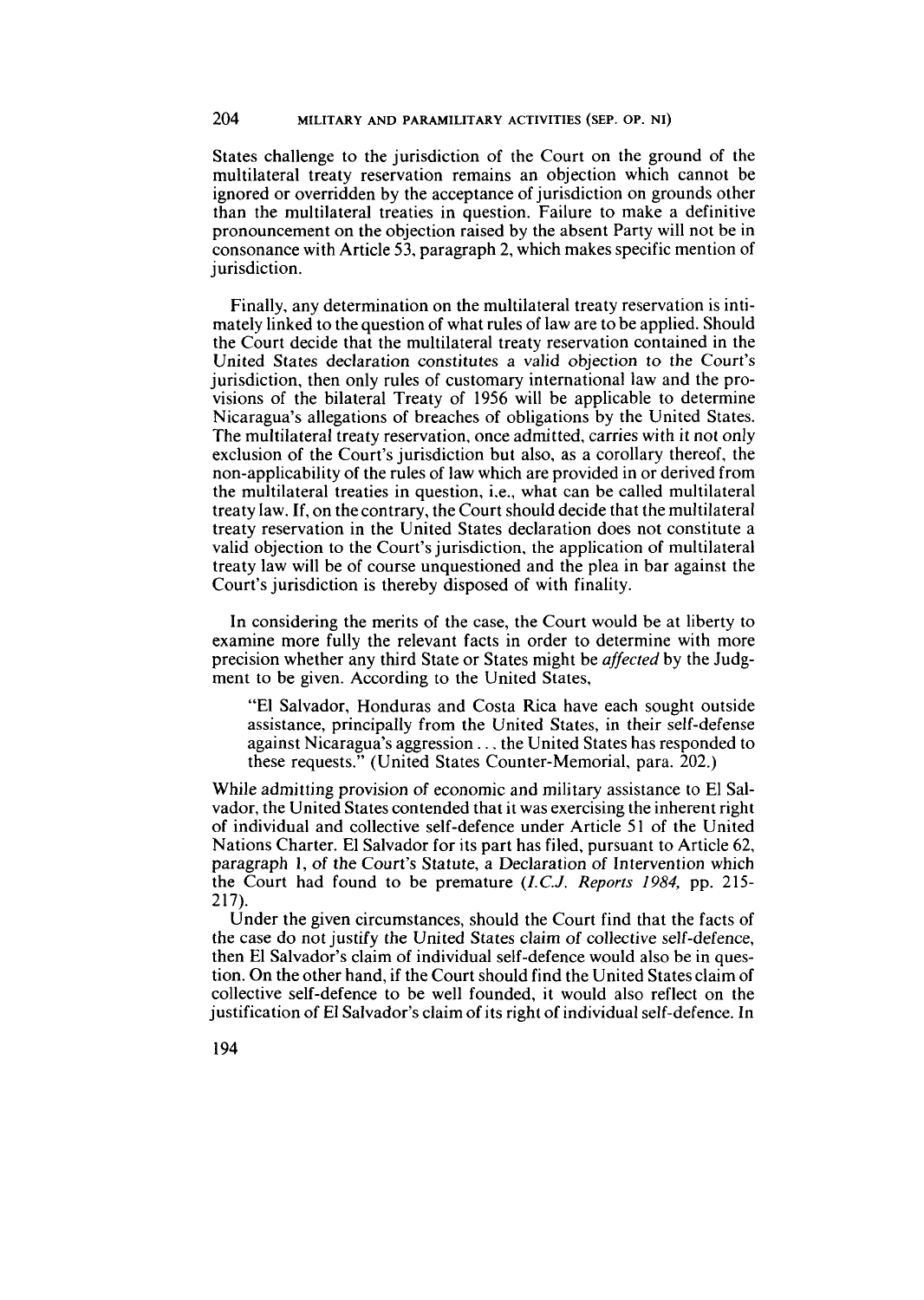States challenge to the jurisdiction of the Court on the ground of the multilateral treaty reservation remains an objection which cannot be ignored or overridden by the acceptance of jurisdiction on grounds other than the multilateral treaties in question. Failure to make a definitive pronouncement on the objection raised by the absent Party will not be in consonance with Article 53, paragraph 2, which makes specific mention of jurisdiction.

Finally, any determination on the multilateral treaty reservation is intimately linked to the question of what rules of law are to be applied. Should the Court decide that the multilateral treaty reservation contained in the United States declaration constitutes a valid objection to the Court's jurisdiction, then only rules of customary international law and the provisions of the bilateral Treaty of 1956 will be applicable to determine Nicaragua's allegations of breaches of obligations by the United States. The multilateral treaty reservation, once admitted, carries with it not only exclusion of the Court's jurisdiction but also, as a corollary thereof, the non-applicability of the rules of law which are provided in or derived from the multilateral treaties in question, i.e., what can be called multilateral treaty law. If, on the contrary, the Court should decide that the multilateral treaty reservation in the United States declaration does not constitute a valid objection to the Court's jurisdiction, the application of multilateral treaty law will be of course unquestioned and the plea in bar against the Court's jurisdiction is thereby disposed of with finality.

In considering the merits of the case, the Court would be at liberty to examine more fully the relevant facts in order to determine with more precision whether any third State or States might be *affected* by the Judgment to be given. According to the United States,

> "El Salvador, Honduras and Costa Rica have each sought outside assistance, principally from the United States, in their self-defense against Nicaragua's aggression . . . the United States has responded to these requests." (United States Counter-Memorial, para. 202.)

While admitting provision of economic and military assistance to El Salvador, the United States contended that it was exercising the inherent right of individual and collective self-defence under Article 51 of the United Nations Charter. El Salvador for its part has filed, pursuant to Article 62, paragraph 1, of the Court's Statute, a Declaration of Intervention which the Court had found to be premature (*I.C.J. Reports 1984*, pp. 215-217).

Under the given circumstances, should the Court find that the facts of the case do not justify the United States claim of collective self-defence, then El Salvador's claim of individual self-defence would also be in question. On the other hand, if the Court should find the United States claim of collective self-defence to be well founded, it would also reflect on the justification of El Salvador's claim of its right of individual self-defence. In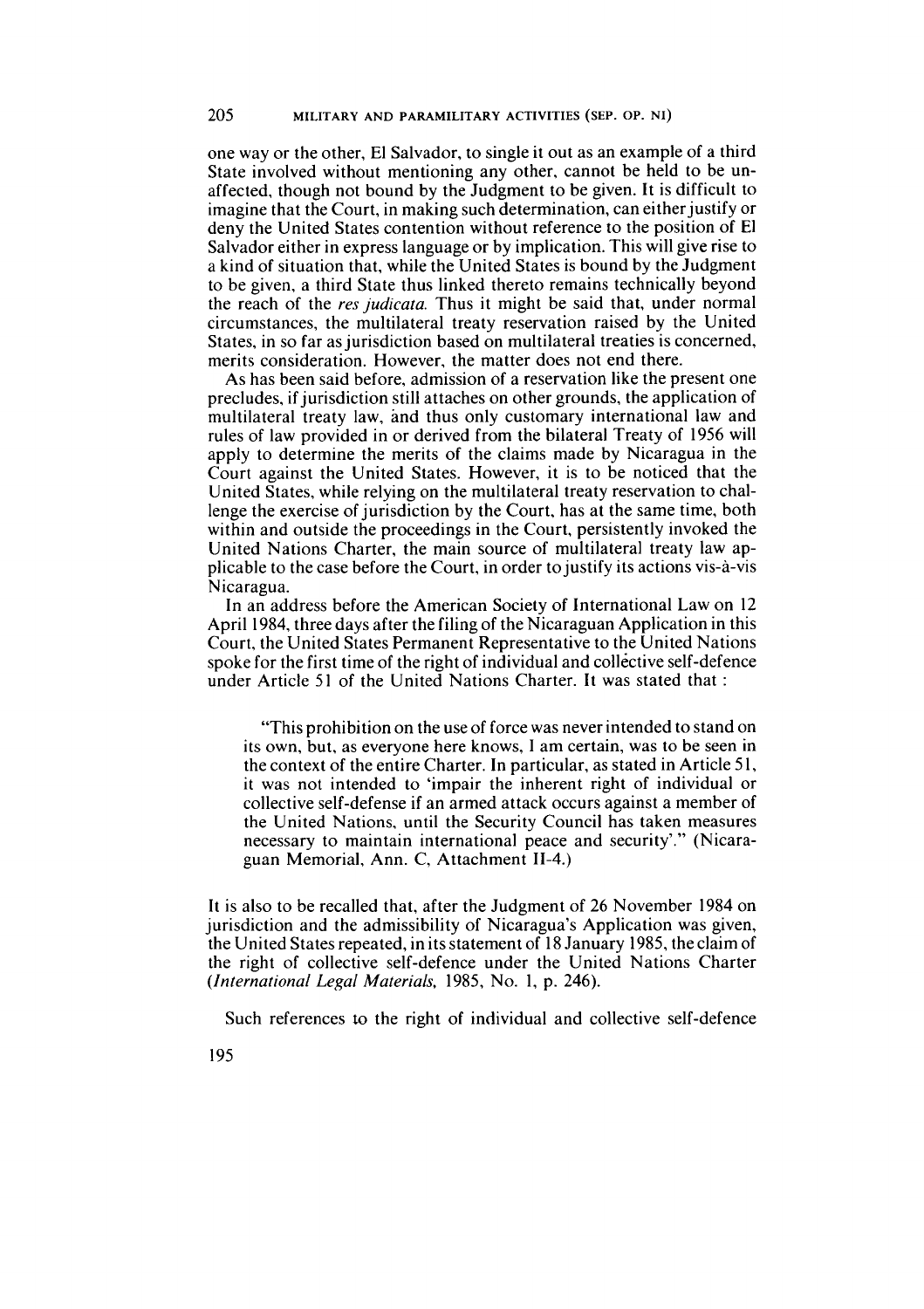one way or the other, El Salvador, to single it out as an example of a third State involved without mentioning any other, cannot be held to be unaffected, though not bound by the Judgment to be given. It is difficult to imagine that the Court, in making such determination, can either justify or deny the United States contention without reference to the position of El Salvador either in express language or by implication. This will give rise to a kind of situation that, while the United States is bound by the Judgment to be given, a third State thus linked thereto remains technically beyond the reach of the *res judicata*. Thus it might be said that, under normal circumstances, the multilateral treaty reservation raised by the United States, in so far as jurisdiction based on multilateral treaties is concerned, merits consideration. However, the matter does not end there.

As has been said before, admission of a reservation like the present one precludes, if jurisdiction still attaches on other grounds, the application of multilateral treaty law, and thus only customary international law and rules of law provided in or derived from the bilateral Treaty of 1956 will apply to determine the merits of the claims made by Nicaragua in the Court against the United States. However, it is to be noticed that the United States, while relying on the multilateral treaty reservation to challenge the exercise of jurisdiction by the Court, has at the same time, both within and outside the proceedings in the Court, persistently invoked the United Nations Charter, the main source of multilateral treaty law applicable to the case before the Court, in order to justify its actions vis-à-vis Nicaragua.

In an address before the American Society of International Law on 12 April 1984, three days after the filing of the Nicaraguan Application in this Court, the United States Permanent Representative to the United Nations spoke for the first time of the right of individual and collective self-defence under Article 51 of the United Nations Charter. It was stated that :

> "This prohibition on the use of force was never intended to stand on its own, but, as everyone here knows, I am certain, was to be seen in the context of the entire Charter. In particular, as stated in Article 51, it was not intended to 'impair the inherent right of individual or collective self-defense if an armed attack occurs against a member of the United Nations, until the Security Council has taken measures necessary to maintain international peace and security'." (Nicaraguan Memorial, Ann. C, Attachment II-4.)

It is also to be recalled that, after the Judgment of 26 November 1984 on jurisdiction and the admissibility of Nicaragua's Application was given, the United States repeated, in its statement of 18 January 1985, the claim of the right of collective self-defence under the United Nations Charter (*International Legal Materials*, 1985, No. 1, p. 246).

Such references to the right of individual and collective self-defence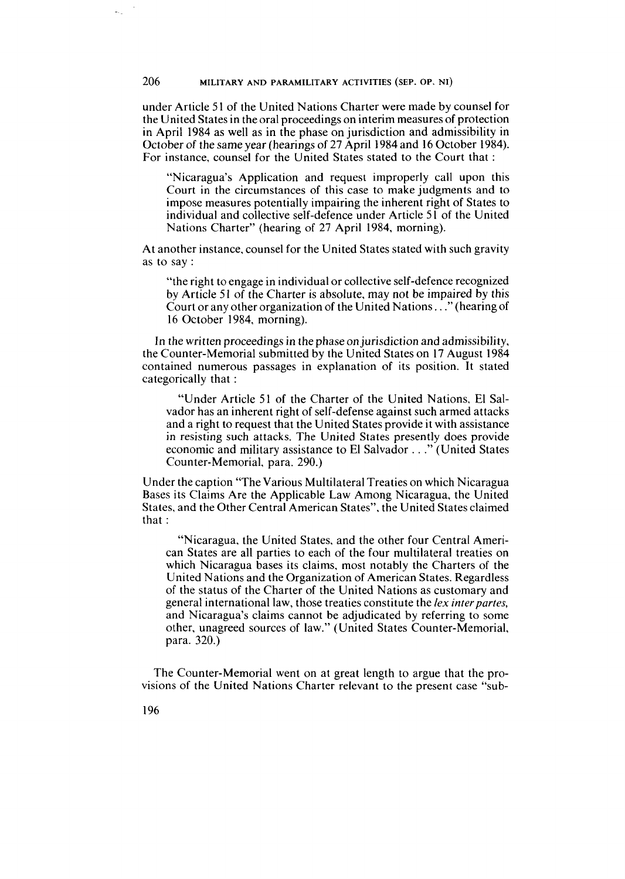under Article 51 of the United Nations Charter were made by counsel for the United States in the oral proceedings on interim measures of protection in April 1984 as well as in the phase on jurisdiction and admissibility in October of the same year (hearings of 27 April 1984 and 16 October 1984). For instance, counsel for the United States stated to the Court that :

> "Nicaragua's Application and request improperly call upon this Court in the circumstances of this case to make judgments and to impose measures potentially impairing the inherent right of States to individual and collective self-defence under Article 51 of the United Nations Charter" (hearing of 27 April 1984, morning).

At another instance, counsel for the United States stated with such gravity as to say :

> "the right to engage in individual or collective self-defence recognized by Article 51 of the Charter is absolute, may not be impaired by this Court or any other organization of the United Nations . . ." (hearing of 16 October 1984, morning).

In the written proceedings in the phase on jurisdiction and admissibility, the Counter-Memorial submitted by the United States on 17 August 1984 contained numerous passages in explanation of its position. It stated categorically that :

> "Under Article 51 of the Charter of the United Nations, El Salvador has an inherent right of self-defense against such armed attacks and a right to request that the United States provide it with assistance in resisting such attacks. The United States presently does provide economic and military assistance to El Salvador . . ." (United States Counter-Memorial, para. 290.)

Under the caption "The Various Multilateral Treaties on which Nicaragua Bases its Claims Are the Applicable Law Among Nicaragua, the United States, and the Other Central American States", the United States claimed that :

> "Nicaragua, the United States, and the other four Central American States are all parties to each of the four multilateral treaties on which Nicaragua bases its claims, most notably the Charters of the United Nations and the Organization of American States. Regardless of the status of the Charter of the United Nations as customary and general international law, those treaties constitute the *lex inter partes*, and Nicaragua's claims cannot be adjudicated by referring to some other, unagreed sources of law." (United States Counter-Memorial, para. 320.)

The Counter-Memorial went on at great length to argue that the provisions of the United Nations Charter relevant to the present case "sub-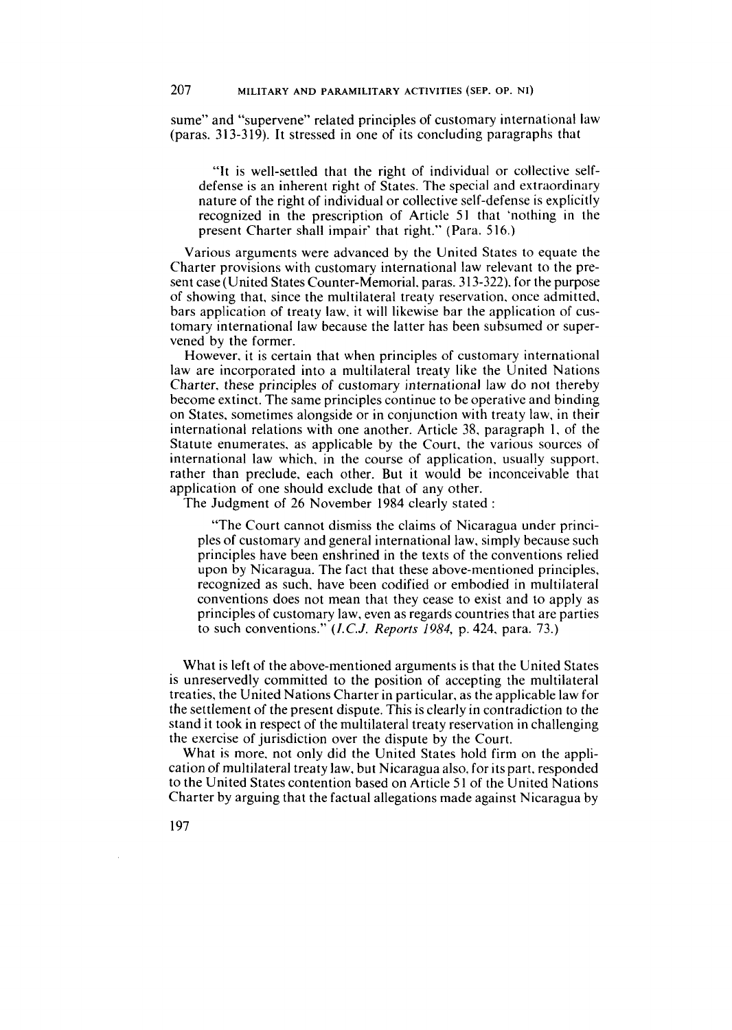sume" and "supervene" related principles of customary international law (paras. 313-319). It stressed in one of its concluding paragraphs that

> "It is well-settled that the right of individual or collective self-defense is an inherent right of States. The special and extraordinary nature of the right of individual or collective self-defense is explicitly recognized in the prescription of Article 51 that 'nothing in the present Charter shall impair' that right." (Para. 516.)

Various arguments were advanced by the United States to equate the Charter provisions with customary international law relevant to the present case (United States Counter-Memorial, paras. 313-322), for the purpose of showing that, since the multilateral treaty reservation, once admitted, bars application of treaty law, it will likewise bar the application of customary international law because the latter has been subsumed or supervened by the former.

However, it is certain that when principles of customary international law are incorporated into a multilateral treaty like the United Nations Charter, these principles of customary international law do not thereby become extinct. The same principles continue to be operative and binding on States, sometimes alongside or in conjunction with treaty law, in their international relations with one another. Article 38, paragraph 1, of the Statute enumerates, as applicable by the Court, the various sources of international law which, in the course of application, usually support, rather than preclude, each other. But it would be inconceivable that application of one should exclude that of any other.

The Judgment of 26 November 1984 clearly stated :

> "The Court cannot dismiss the claims of Nicaragua under principles of customary and general international law, simply because such principles have been enshrined in the texts of the conventions relied upon by Nicaragua. The fact that these above-mentioned principles, recognized as such, have been codified or embodied in multilateral conventions does not mean that they cease to exist and to apply as principles of customary law, even as regards countries that are parties to such conventions." (*I.C.J. Reports 1984*, p. 424, para. 73.)

What is left of the above-mentioned arguments is that the United States is unreservedly committed to the position of accepting the multilateral treaties, the United Nations Charter in particular, as the applicable law for the settlement of the present dispute. This is clearly in contradiction to the stand it took in respect of the multilateral treaty reservation in challenging the exercise of jurisdiction over the dispute by the Court.

What is more, not only did the United States hold firm on the application of multilateral treaty law, but Nicaragua also, for its part, responded to the United States contention based on Article 51 of the United Nations Charter by arguing that the factual allegations made against Nicaragua by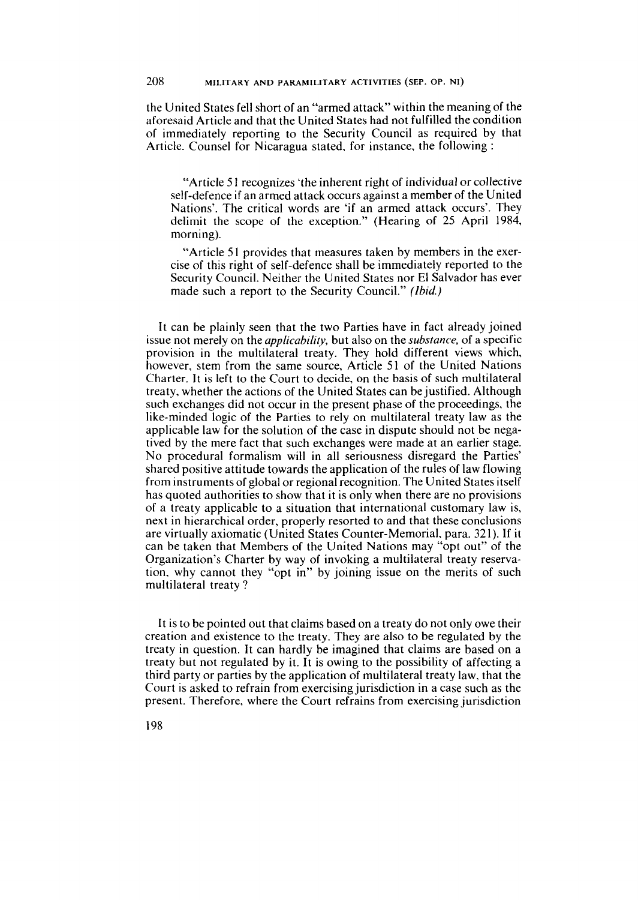the United States fell short of an "armed attack" within the meaning of the aforesaid Article and that the United States had not fulfilled the condition of immediately reporting to the Security Council as required by that Article. Counsel for Nicaragua stated, for instance, the following :

> "Article 51 recognizes 'the inherent right of individual or collective self-defence if an armed attack occurs against a member of the United Nations'. The critical words are 'if an armed attack occurs'. They delimit the scope of the exception." (Hearing of 25 April 1984, morning).
>
> "Article 51 provides that measures taken by members in the exercise of this right of self-defence shall be immediately reported to the Security Council. Neither the United States nor El Salvador has ever made such a report to the Security Council." *(Ibid.)*

It can be plainly seen that the two Parties have in fact already joined issue not merely on the *applicability*, but also on the *substance*, of a specific provision in the multilateral treaty. They hold different views which, however, stem from the same source, Article 51 of the United Nations Charter. It is left to the Court to decide, on the basis of such multilateral treaty, whether the actions of the United States can be justified. Although such exchanges did not occur in the present phase of the proceedings, the like-minded logic of the Parties to rely on multilateral treaty law as the applicable law for the solution of the case in dispute should not be negatived by the mere fact that such exchanges were made at an earlier stage. No procedural formalism will in all seriousness disregard the Parties' shared positive attitude towards the application of the rules of law flowing from instruments of global or regional recognition. The United States itself has quoted authorities to show that it is only when there are no provisions of a treaty applicable to a situation that international customary law is, next in hierarchical order, properly resorted to and that these conclusions are virtually axiomatic (United States Counter-Memorial, para. 321). If it can be taken that Members of the United Nations may "opt out" of the Organization's Charter by way of invoking a multilateral treaty reservation, why cannot they "opt in" by joining issue on the merits of such multilateral treaty ?

It is to be pointed out that claims based on a treaty do not only owe their creation and existence to the treaty. They are also to be regulated by the treaty in question. It can hardly be imagined that claims are based on a treaty but not regulated by it. It is owing to the possibility of affecting a third party or parties by the application of multilateral treaty law, that the Court is asked to refrain from exercising jurisdiction in a case such as the present. Therefore, where the Court refrains from exercising jurisdiction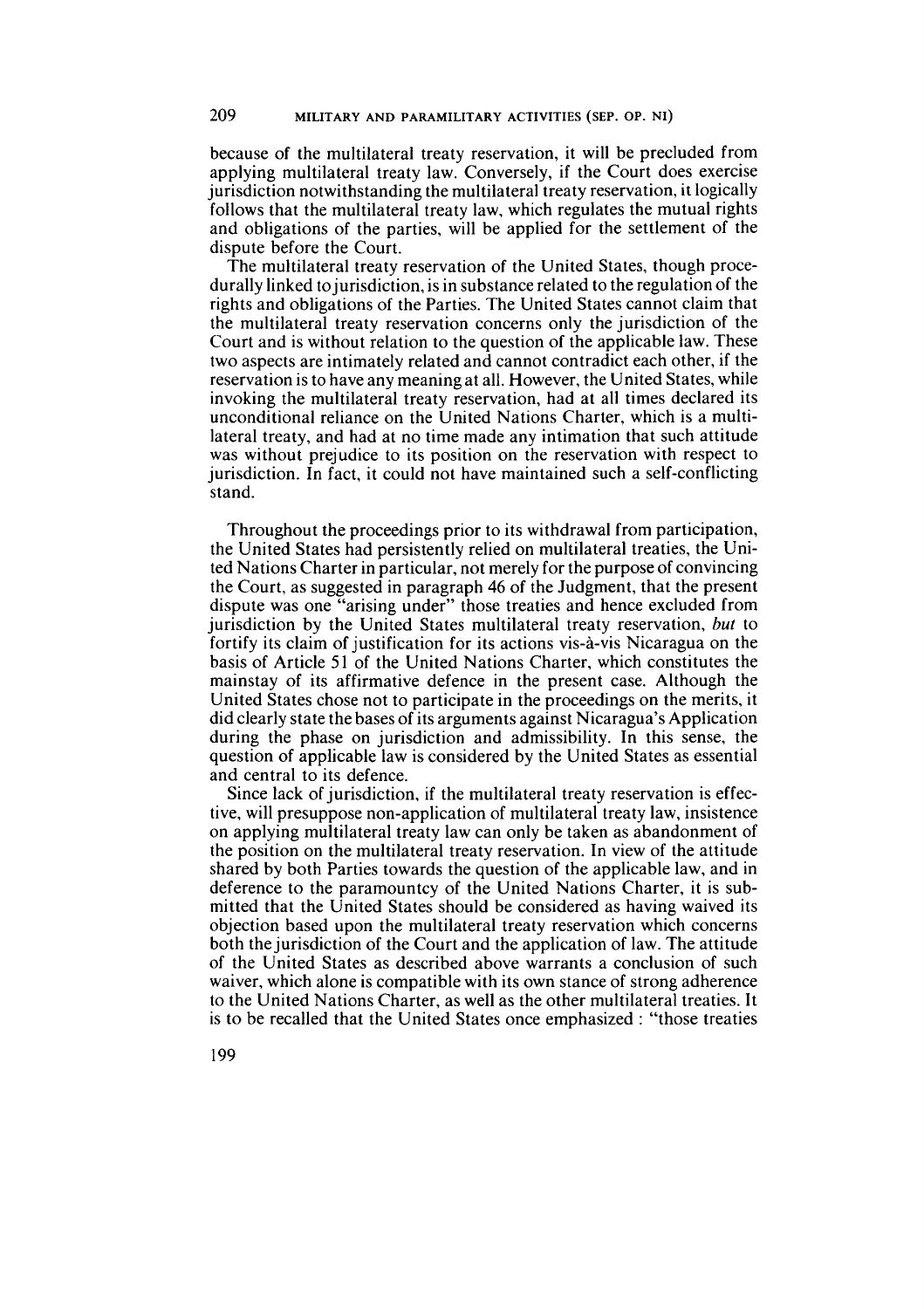because of the multilateral treaty reservation, it will be precluded from applying multilateral treaty law. Conversely, if the Court does exercise jurisdiction notwithstanding the multilateral treaty reservation, it logically follows that the multilateral treaty law, which regulates the mutual rights and obligations of the parties, will be applied for the settlement of the dispute before the Court.

The multilateral treaty reservation of the United States, though procedurally linked to jurisdiction, is in substance related to the regulation of the rights and obligations of the Parties. The United States cannot claim that the multilateral treaty reservation concerns only the jurisdiction of the Court and is without relation to the question of the applicable law. These two aspects are intimately related and cannot contradict each other, if the reservation is to have any meaning at all. However, the United States, while invoking the multilateral treaty reservation, had at all times declared its unconditional reliance on the United Nations Charter, which is a multilateral treaty, and had at no time made any intimation that such attitude was without prejudice to its position on the reservation with respect to jurisdiction. In fact, it could not have maintained such a self-conflicting stand.

Throughout the proceedings prior to its withdrawal from participation, the United States had persistently relied on multilateral treaties, the United Nations Charter in particular, not merely for the purpose of convincing the Court, as suggested in paragraph 46 of the Judgment, that the present dispute was one "arising under" those treaties and hence excluded from jurisdiction by the United States multilateral treaty reservation, *but* to fortify its claim of justification for its actions vis-à-vis Nicaragua on the basis of Article 51 of the United Nations Charter, which constitutes the mainstay of its affirmative defence in the present case. Although the United States chose not to participate in the proceedings on the merits, it did clearly state the bases of its arguments against Nicaragua's Application during the phase on jurisdiction and admissibility. In this sense, the question of applicable law is considered by the United States as essential and central to its defence.

Since lack of jurisdiction, if the multilateral treaty reservation is effective, will presuppose non-application of multilateral treaty law, insistence on applying multilateral treaty law can only be taken as abandonment of the position on the multilateral treaty reservation. In view of the attitude shared by both Parties towards the question of the applicable law, and in deference to the paramountcy of the United Nations Charter, it is submitted that the United States should be considered as having waived its objection based upon the multilateral treaty reservation which concerns both the jurisdiction of the Court and the application of law. The attitude of the United States as described above warrants a conclusion of such waiver, which alone is compatible with its own stance of strong adherence to the United Nations Charter, as well as the other multilateral treaties. It is to be recalled that the United States once emphasized : "those treaties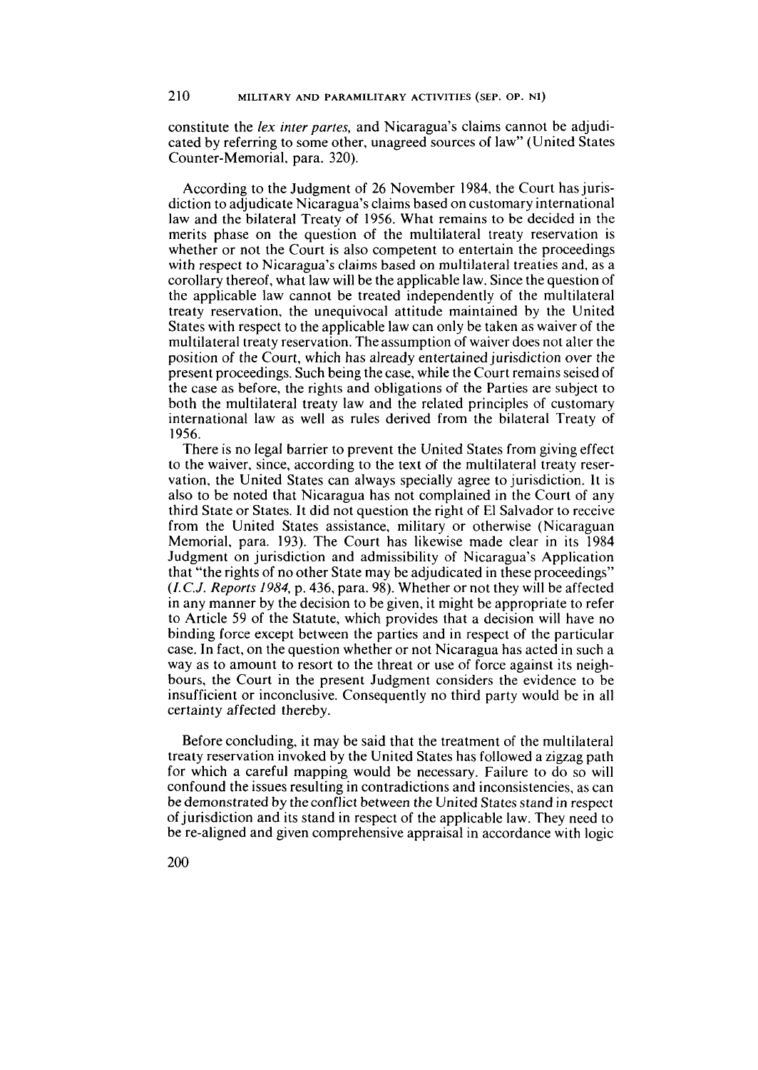constitute the *lex inter partes*, and Nicaragua's claims cannot be adjudicated by referring to some other, unagreed sources of law" (United States Counter-Memorial, para. 320).

According to the Judgment of 26 November 1984, the Court has jurisdiction to adjudicate Nicaragua's claims based on customary international law and the bilateral Treaty of 1956. What remains to be decided in the merits phase on the question of the multilateral treaty reservation is whether or not the Court is also competent to entertain the proceedings with respect to Nicaragua's claims based on multilateral treaties and, as a corollary thereof, what law will be the applicable law. Since the question of the applicable law cannot be treated independently of the multilateral treaty reservation, the unequivocal attitude maintained by the United States with respect to the applicable law can only be taken as waiver of the multilateral treaty reservation. The assumption of waiver does not alter the position of the Court, which has already entertained jurisdiction over the present proceedings. Such being the case, while the Court remains seised of the case as before, the rights and obligations of the Parties are subject to both the multilateral treaty law and the related principles of customary international law as well as rules derived from the bilateral Treaty of 1956.

There is no legal barrier to prevent the United States from giving effect to the waiver, since, according to the text of the multilateral treaty reservation, the United States can always specially agree to jurisdiction. It is also to be noted that Nicaragua has not complained in the Court of any third State or States. It did not question the right of El Salvador to receive from the United States assistance, military or otherwise (Nicaraguan Memorial, para. 193). The Court has likewise made clear in its 1984 Judgment on jurisdiction and admissibility of Nicaragua's Application that "the rights of no other State may be adjudicated in these proceedings" (*I.C.J. Reports 1984*, p. 436, para. 98). Whether or not they will be affected in any manner by the decision to be given, it might be appropriate to refer to Article 59 of the Statute, which provides that a decision will have no binding force except between the parties and in respect of the particular case. In fact, on the question whether or not Nicaragua has acted in such a way as to amount to resort to the threat or use of force against its neighbours, the Court in the present Judgment considers the evidence to be insufficient or inconclusive. Consequently no third party would be in all certainty affected thereby.

Before concluding, it may be said that the treatment of the multilateral treaty reservation invoked by the United States has followed a zigzag path for which a careful mapping would be necessary. Failure to do so will confound the issues resulting in contradictions and inconsistencies, as can be demonstrated by the conflict between the United States stand in respect of jurisdiction and its stand in respect of the applicable law. They need to be re-aligned and given comprehensive appraisal in accordance with logic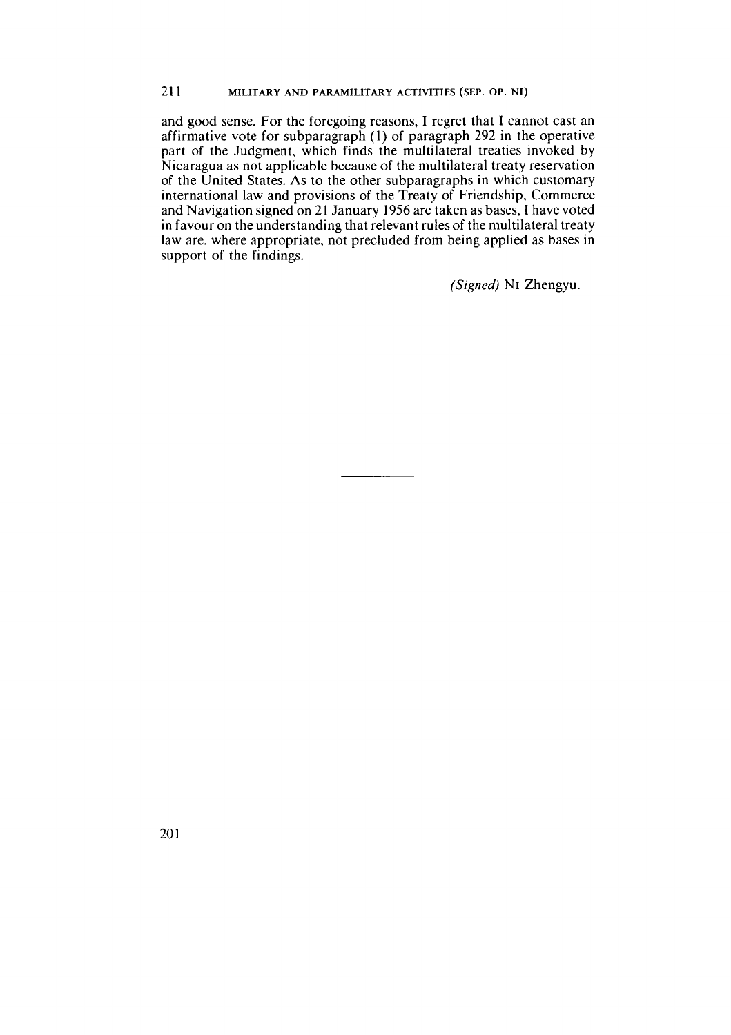and good sense. For the foregoing reasons, I regret that I cannot cast an affirmative vote for subparagraph (1) of paragraph 292 in the operative part of the Judgment, which finds the multilateral treaties invoked by Nicaragua as not applicable because of the multilateral treaty reservation of the United States. As to the other subparagraphs in which customary international law and provisions of the Treaty of Friendship, Commerce and Navigation signed on 21 January 1956 are taken as bases, I have voted in favour on the understanding that relevant rules of the multilateral treaty law are, where appropriate, not precluded from being applied as bases in support of the findings.

*(Signed)* NI Zhengyu.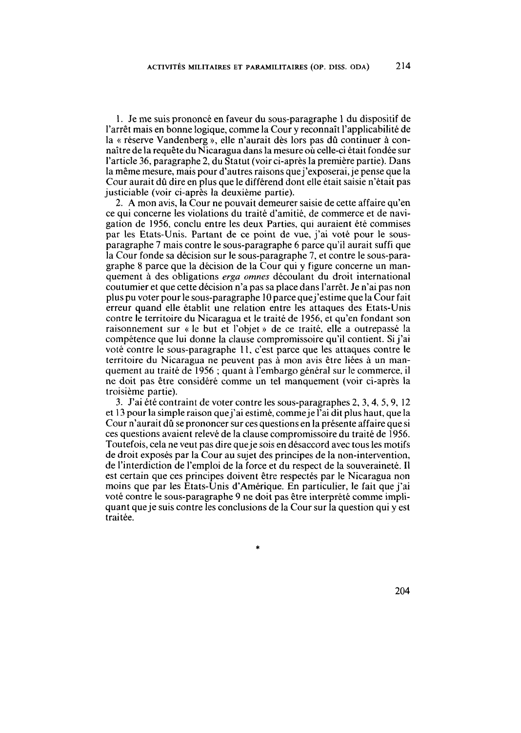1. Je me suis prononcé en faveur du sous-paragraphe 1 du dispositif de l'arrêt mais en bonne logique, comme la Cour y reconnaît l'applicabilité de la « réserve Vandenberg », elle n'aurait dès lors pas dû continuer à connaître de la requête du Nicaragua dans la mesure où celle-ci était fondée sur l'article 36, paragraphe 2, du Statut (voir ci-après la première partie). Dans la même mesure, mais pour d'autres raisons que j'exposerai, je pense que la Cour aurait dû dire en plus que le différend dont elle était saisie n'était pas justiciable (voir ci-après la deuxième partie).

2. A mon avis, la Cour ne pouvait demeurer saisie de cette affaire qu'en ce qui concerne les violations du traité d'amitié, de commerce et de navigation de 1956, conclu entre les deux Parties, qui auraient été commises par les Etats-Unis. Partant de ce point de vue, j'ai voté pour le sous-paragraphe 7 mais contre le sous-paragraphe 6 parce qu'il aurait suffi que la Cour fonde sa décision sur le sous-paragraphe 7, et contre le sous-paragraphe 8 parce que la décision de la Cour qui y figure concerne un manquement à des obligations *erga omnes* découlant du droit international coutumier et que cette décision n'a pas sa place dans l'arrêt. Je n'ai pas non plus pu voter pour le sous-paragraphe 10 parce que j'estime que la Cour fait erreur quand elle établit une relation entre les attaques des Etats-Unis contre le territoire du Nicaragua et le traité de 1956, et qu'en fondant son raisonnement sur « le but et l'objet » de ce traité, elle a outrepassé la compétence que lui donne la clause compromissoire qu'il contient. Si j'ai voté contre le sous-paragraphe 11, c'est parce que les attaques contre le territoire du Nicaragua ne peuvent pas à mon avis être liées à un manquement au traité de 1956 ; quant à l'embargo général sur le commerce, il ne doit pas être considéré comme un tel manquement (voir ci-après la troisième partie).

3. J'ai été contraint de voter contre les sous-paragraphes 2, 3, 4, 5, 9, 12 et 13 pour la simple raison que j'ai estimé, comme je l'ai dit plus haut, que la Cour n'aurait dû se prononcer sur ces questions en la présente affaire que si ces questions avaient relevé de la clause compromissoire du traité de 1956. Toutefois, cela ne veut pas dire que je sois en désaccord avec tous les motifs de droit exposés par la Cour au sujet des principes de la non-intervention, de l'interdiction de l'emploi de la force et du respect de la souveraineté. Il est certain que ces principes doivent être respectés par le Nicaragua non moins que par les Etats-Unis d'Amérique. En particulier, le fait que j'ai voté contre le sous-paragraphe 9 ne doit pas être interprété comme impliquant que je suis contre les conclusions de la Cour sur la question qui y est traitée.

*